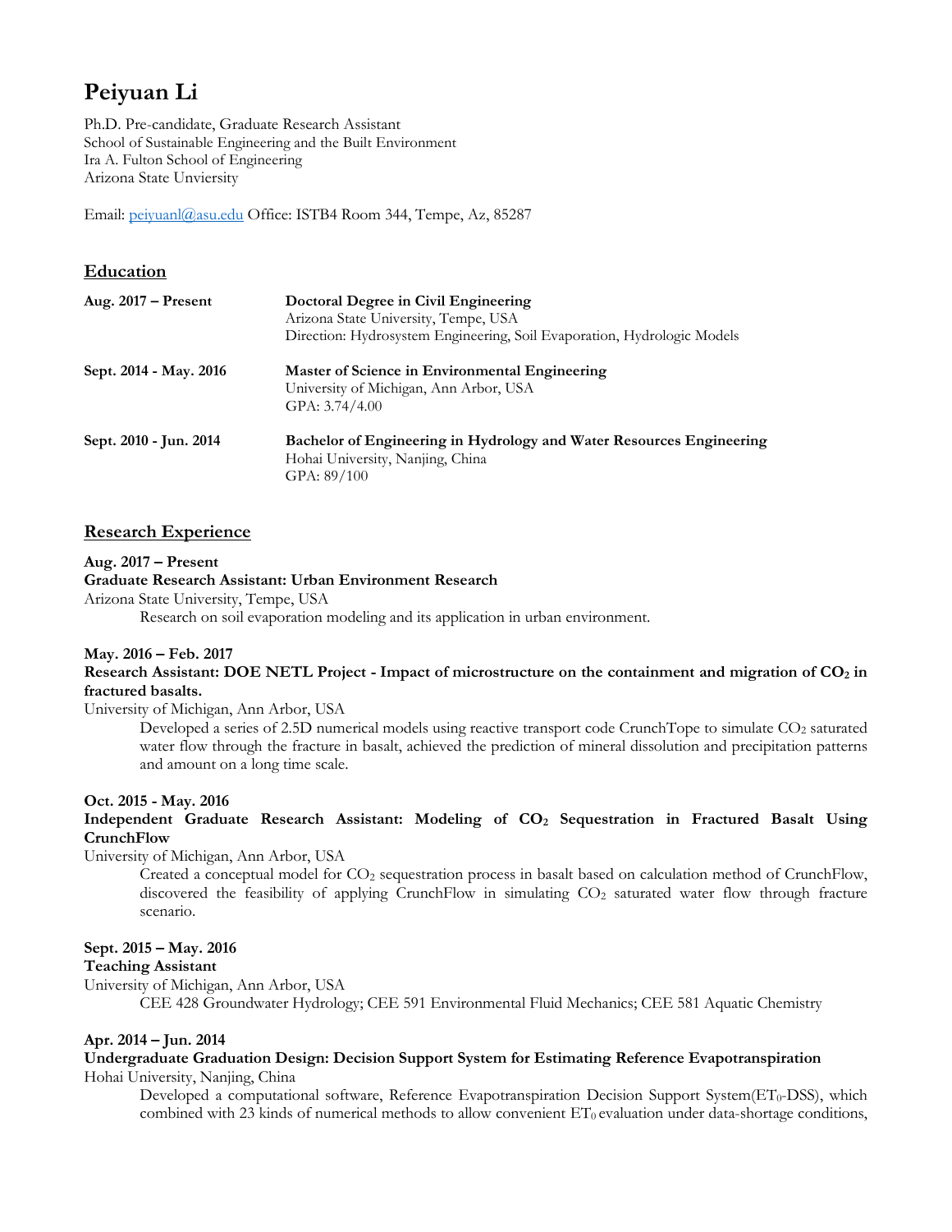# Peiyuan Li

Ph.D. Pre-candidate, Graduate Research Assistant
School of Sustainable Engineering and the Built Environment
Ira A. Fulton School of Engineering
Arizona State Unviersity

Email: [peiyuanl@asu.edu](mailto:peiyuanl@asu.edu) Office: ISTB4 Room 344, Tempe, Az, 85287

## Education

| | |
|---|---|
| **Aug. 2017 – Present** | **Doctoral Degree in Civil Engineering**<br>Arizona State University, Tempe, USA<br>Direction: Hydrosystem Engineering, Soil Evaporation, Hydrologic Models |
| **Sept. 2014 - May. 2016** | **Master of Science in Environmental Engineering**<br>University of Michigan, Ann Arbor, USA<br>GPA: 3.74/4.00 |
| **Sept. 2010 - Jun. 2014** | **Bachelor of Engineering in Hydrology and Water Resources Engineering**<br>Hohai University, Nanjing, China<br>GPA: 89/100 |

## Research Experience

**Aug. 2017 – Present**
**Graduate Research Assistant: Urban Environment Research**
Arizona State University, Tempe, USA

Research on soil evaporation modeling and its application in urban environment.

**May. 2016 – Feb. 2017**
**Research Assistant: DOE NETL Project - Impact of microstructure on the containment and migration of $CO_2$ in fractured basalts.**
University of Michigan, Ann Arbor, USA

Developed a series of 2.5D numerical models using reactive transport code CrunchTope to simulate $CO_2$ saturated water flow through the fracture in basalt, achieved the prediction of mineral dissolution and precipitation patterns and amount on a long time scale.

**Oct. 2015 – May. 2016**
**Independent Graduate Research Assistant: Modeling of $CO_2$ Sequestration in Fractured Basalt Using CrunchFlow**
University of Michigan, Ann Arbor, USA

Created a conceptual model for $CO_2$ sequestration process in basalt based on calculation method of CrunchFlow, discovered the feasibility of applying CrunchFlow in simulating $CO_2$ saturated water flow through fracture scenario.

**Sept. 2015 – May. 2016**
**Teaching Assistant**
University of Michigan, Ann Arbor, USA

CEE 428 Groundwater Hydrology; CEE 591 Environmental Fluid Mechanics; CEE 581 Aquatic Chemistry

**Apr. 2014 – Jun. 2014**
**Undergraduate Graduation Design: Decision Support System for Estimating Reference Evapotranspiration**
Hohai University, Nanjing, China

Developed a computational software, Reference Evapotranspiration Decision Support System($ET_0$-DSS), which combined with 23 kinds of numerical methods to allow convenient $ET_0$ evaluation under data-shortage conditions,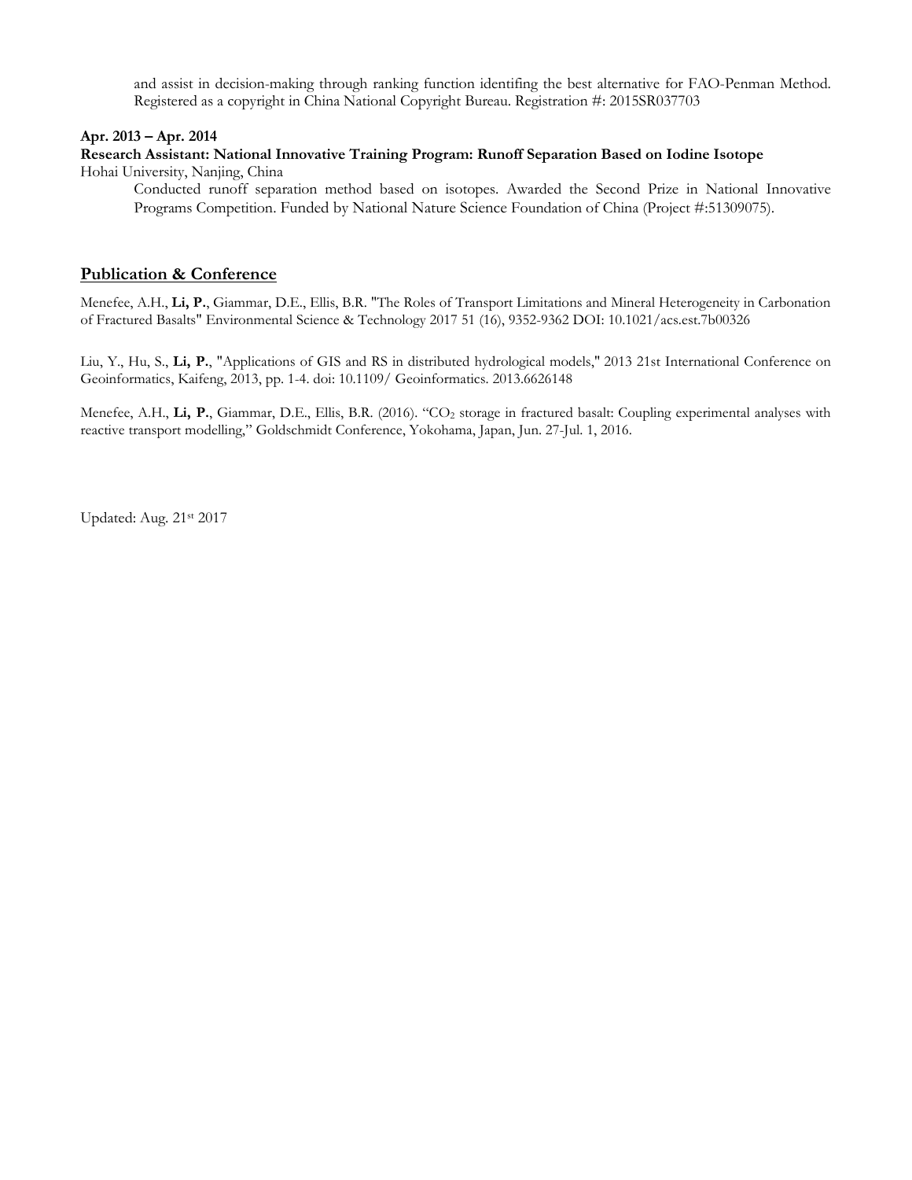and assist in decision-making through ranking function identifing the best alternative for FAO-Penman Method. Registered as a copyright in China National Copyright Bureau. Registration #: 2015SR037703

**Apr. 2013 – Apr. 2014**
**Research Assistant: National Innovative Training Program: Runoff Separation Based on Iodine Isotope**
Hohai University, Nanjing, China

Conducted runoff separation method based on isotopes. Awarded the Second Prize in National Innovative Programs Competition. Funded by National Nature Science Foundation of China (Project #:51309075).

## Publication & Conference

Menefee, A.H., **Li, P.**, Giammar, D.E., Ellis, B.R. "The Roles of Transport Limitations and Mineral Heterogeneity in Carbonation of Fractured Basalts" Environmental Science & Technology 2017 51 (16), 9352-9362 DOI: 10.1021/acs.est.7b00326

Liu, Y., Hu, S., **Li, P.**, "Applications of GIS and RS in distributed hydrological models," 2013 21st International Conference on Geoinformatics, Kaifeng, 2013, pp. 1-4. doi: 10.1109/ Geoinformatics. 2013.6626148

Menefee, A.H., **Li, P.**, Giammar, D.E., Ellis, B.R. (2016). "$CO_2$ storage in fractured basalt: Coupling experimental analyses with reactive transport modelling," Goldschmidt Conference, Yokohama, Japan, Jun. 27-Jul. 1, 2016.

Updated: Aug. 21st 2017